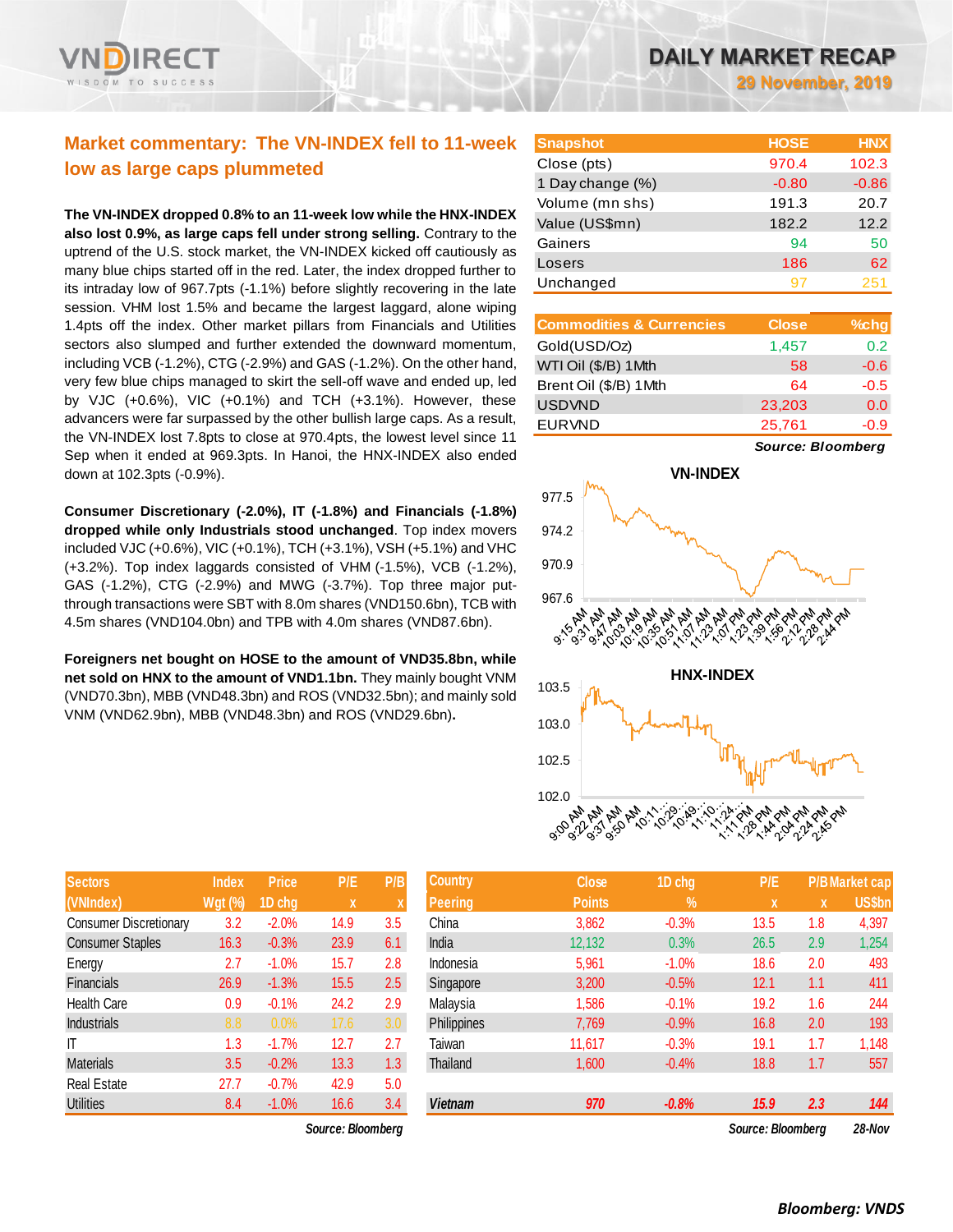# DAILY MARKET RECAP

**29 November, 2019**

## Market commentary: The VN-INDEX fell to 11-week low as large caps plummeted

**The VN-INDEX dropped 0.8% to an 11-week low while the HNX-INDEX also lost 0.9%, as large caps fell under strong selling.** Contrary to the uptrend of the U.S. stock market, the VN-INDEX kicked off cautiously as many blue chips started off in the red. Later, the index dropped further to its intraday low of 967.7pts (-1.1%) before slightly recovering in the late session. VHM lost 1.5% and became the largest laggard, alone wiping 1.4pts off the index. Other market pillars from Financials and Utilities sectors also slumped and further extended the downward momentum, including VCB (-1.2%), CTG (-2.9%) and GAS (-1.2%). On the other hand, very few blue chips managed to skirt the sell-off wave and ended up, led by VJC (+0.6%), VIC (+0.1%) and TCH (+3.1%). However, these advancers were far surpassed by the other bullish large caps. As a result, the VN-INDEX lost 7.8pts to close at 970.4pts, the lowest level since 11 Sep when it ended at 969.3pts. In Hanoi, the HNX-INDEX also ended down at 102.3pts (-0.9%).

**Consumer Discretionary (-2.0%), IT (-1.8%) and Financials (-1.8%) dropped while only Industrials stood unchanged**. Top index movers included VJC (+0.6%), VIC (+0.1%), TCH (+3.1%), VSH (+5.1%) and VHC (+3.2%). Top index laggards consisted of VHM (-1.5%), VCB (-1.2%), GAS (-1.2%), CTG (-2.9%) and MWG (-3.7%). Top three major put-through transactions were SBT with 8.0m shares (VND150.6bn), TCB with 4.5m shares (VND104.0bn) and TPB with 4.0m shares (VND87.6bn).

**Foreigners net bought on HOSE to the amount of VND35.8bn, while net sold on HNX to the amount of VND1.1bn.** They mainly bought VNM (VND70.3bn), MBB (VND48.3bn) and ROS (VND32.5bn); and mainly sold VNM (VND62.9bn), MBB (VND48.3bn) and ROS (VND29.6bn).

| Snapshot | HOSE | HNX |
|---|---|---|
| Close (pts) | 970.4 | 102.3 |
| 1 Day change (%) | -0.80 | -0.86 |
| Volume (mn shs) | 191.3 | 20.7 |
| Value (US$mn) | 182.2 | 12.2 |
| Gainers | 94 | 50 |
| Losers | 186 | 62 |
| Unchanged | 97 | 251 |

| Commodities & Currencies | Close | %chg |
|---|---|---|
| Gold(USD/Oz) | 1,457 | 0.2 |
| WTI Oil ($/B) 1Mth | 58 | -0.6 |
| Brent Oil ($/B) 1Mth | 64 | -0.5 |
| USDVND | 23,203 | 0.0 |
| EURVND | 25,761 | -0.9 |

*Source: Bloomberg*

| Sectors (VNIndex) | Index Wgt (%) | Price 1D chg | P/E x | P/B x |
|---|---|---|---|---|
| Consumer Discretionary | 3.2 | -2.0% | 14.9 | 3.5 |
| Consumer Staples | 16.3 | -0.3% | 23.9 | 6.1 |
| Energy | 2.7 | -1.0% | 15.7 | 2.8 |
| Financials | 26.9 | -1.3% | 15.5 | 2.5 |
| Health Care | 0.9 | -0.1% | 24.2 | 2.9 |
| Industrials | 8.8 | 0.0% | 17.6 | 3.0 |
| IT | 1.3 | -1.7% | 12.7 | 2.7 |
| Materials | 3.5 | -0.2% | 13.3 | 1.3 |
| Real Estate | 27.7 | -0.7% | 42.9 | 5.0 |
| Utilities | 8.4 | -1.0% | 16.6 | 3.4 |

*Source: Bloomberg*

| Country Peering | Close Points | 1D chg % | P/E x | P/B x | Market cap US$bn |
|---|---|---|---|---|---|
| China | 3,862 | -0.3% | 13.5 | 1.8 | 4,397 |
| India | 12,132 | 0.3% | 26.5 | 2.9 | 1,254 |
| Indonesia | 5,961 | -1.0% | 18.6 | 2.0 | 493 |
| Singapore | 3,200 | -0.5% | 12.1 | 1.1 | 411 |
| Malaysia | 1,586 | -0.1% | 19.2 | 1.6 | 244 |
| Philippines | 7,769 | -0.9% | 16.8 | 2.0 | 193 |
| Taiwan | 11,617 | -0.3% | 19.1 | 1.7 | 1,148 |
| Thailand | 1,600 | -0.4% | 18.8 | 1.7 | 557 |
| *Vietnam* | *970* | *-0.8%* | *15.9* | *2.3* | *144* |

*Source: Bloomberg* *28-Nov*

*Bloomberg: VNDS*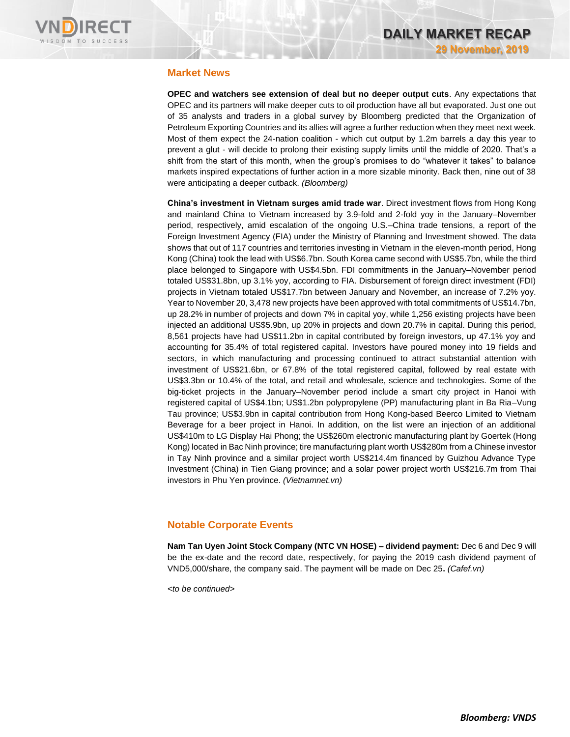## Market News

**OPEC and watchers see extension of deal but no deeper output cuts**. Any expectations that OPEC and its partners will make deeper cuts to oil production have all but evaporated. Just one out of 35 analysts and traders in a global survey by Bloomberg predicted that the Organization of Petroleum Exporting Countries and its allies will agree a further reduction when they meet next week. Most of them expect the 24-nation coalition - which cut output by 1.2m barrels a day this year to prevent a glut - will decide to prolong their existing supply limits until the middle of 2020. That's a shift from the start of this month, when the group's promises to do "whatever it takes" to balance markets inspired expectations of further action in a more sizable minority. Back then, nine out of 38 were anticipating a deeper cutback. *(Bloomberg)*

**China's investment in Vietnam surges amid trade war**. Direct investment flows from Hong Kong and mainland China to Vietnam increased by 3.9-fold and 2-fold yoy in the January–November period, respectively, amid escalation of the ongoing U.S.–China trade tensions, a report of the Foreign Investment Agency (FIA) under the Ministry of Planning and Investment showed. The data shows that out of 117 countries and territories investing in Vietnam in the eleven-month period, Hong Kong (China) took the lead with US$6.7bn. South Korea came second with US$5.7bn, while the third place belonged to Singapore with US$4.5bn. FDI commitments in the January–November period totaled US$31.8bn, up 3.1% yoy, according to FIA. Disbursement of foreign direct investment (FDI) projects in Vietnam totaled US$17.7bn between January and November, an increase of 7.2% yoy. Year to November 20, 3,478 new projects have been approved with total commitments of US$14.7bn, up 28.2% in number of projects and down 7% in capital yoy, while 1,256 existing projects have been injected an additional US$5.9bn, up 20% in projects and down 20.7% in capital. During this period, 8,561 projects have had US$11.2bn in capital contributed by foreign investors, up 47.1% yoy and accounting for 35.4% of total registered capital. Investors have poured money into 19 fields and sectors, in which manufacturing and processing continued to attract substantial attention with investment of US$21.6bn, or 67.8% of the total registered capital, followed by real estate with US$3.3bn or 10.4% of the total, and retail and wholesale, science and technologies. Some of the big-ticket projects in the January–November period include a smart city project in Hanoi with registered capital of US$4.1bn; US$1.2bn polypropylene (PP) manufacturing plant in Ba Ria–Vung Tau province; US$3.9bn in capital contribution from Hong Kong-based Beerco Limited to Vietnam Beverage for a beer project in Hanoi. In addition, on the list were an injection of an additional US$410m to LG Display Hai Phong; the US$260m electronic manufacturing plant by Goertek (Hong Kong) located in Bac Ninh province; tire manufacturing plant worth US$280m from a Chinese investor in Tay Ninh province and a similar project worth US$214.4m financed by Guizhou Advance Type Investment (China) in Tien Giang province; and a solar power project worth US$216.7m from Thai investors in Phu Yen province. *(Vietnamnet.vn)*

## Notable Corporate Events

**Nam Tan Uyen Joint Stock Company (NTC VN HOSE) – dividend payment:** Dec 6 and Dec 9 will be the ex-date and the record date, respectively, for paying the 2019 cash dividend payment of VND5,000/share, the company said. The payment will be made on Dec 25**.** *(Cafef.vn)*

*<to be continued>*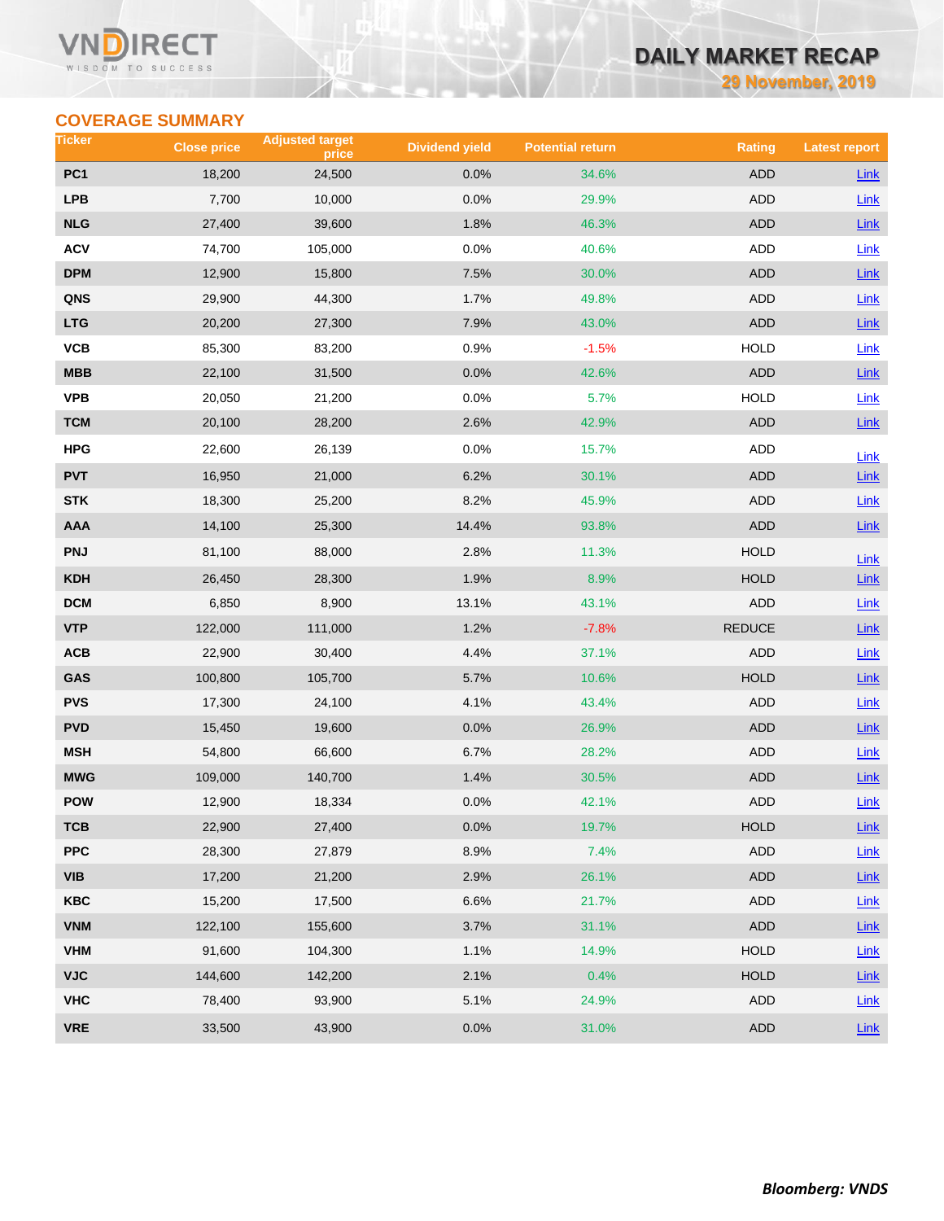## COVERAGE SUMMARY

| Ticker | Close price | Adjusted target price | Dividend yield | Potential return | Rating | Latest report |
|---|---|---|---|---|---|---|
| PC1 | 18,200 | 24,500 | 0.0% | 34.6% | ADD | Link |
| LPB | 7,700 | 10,000 | 0.0% | 29.9% | ADD | Link |
| NLG | 27,400 | 39,600 | 1.8% | 46.3% | ADD | Link |
| ACV | 74,700 | 105,000 | 0.0% | 40.6% | ADD | Link |
| DPM | 12,900 | 15,800 | 7.5% | 30.0% | ADD | Link |
| QNS | 29,900 | 44,300 | 1.7% | 49.8% | ADD | Link |
| LTG | 20,200 | 27,300 | 7.9% | 43.0% | ADD | Link |
| VCB | 85,300 | 83,200 | 0.9% | -1.5% | HOLD | Link |
| MBB | 22,100 | 31,500 | 0.0% | 42.6% | ADD | Link |
| VPB | 20,050 | 21,200 | 0.0% | 5.7% | HOLD | Link |
| TCM | 20,100 | 28,200 | 2.6% | 42.9% | ADD | Link |
| HPG | 22,600 | 26,139 | 0.0% | 15.7% | ADD | Link |
| PVT | 16,950 | 21,000 | 6.2% | 30.1% | ADD | Link |
| STK | 18,300 | 25,200 | 8.2% | 45.9% | ADD | Link |
| AAA | 14,100 | 25,300 | 14.4% | 93.8% | ADD | Link |
| PNJ | 81,100 | 88,000 | 2.8% | 11.3% | HOLD | Link |
| KDH | 26,450 | 28,300 | 1.9% | 8.9% | HOLD | Link |
| DCM | 6,850 | 8,900 | 13.1% | 43.1% | ADD | Link |
| VTP | 122,000 | 111,000 | 1.2% | -7.8% | REDUCE | Link |
| ACB | 22,900 | 30,400 | 4.4% | 37.1% | ADD | Link |
| GAS | 100,800 | 105,700 | 5.7% | 10.6% | HOLD | Link |
| PVS | 17,300 | 24,100 | 4.1% | 43.4% | ADD | Link |
| PVD | 15,450 | 19,600 | 0.0% | 26.9% | ADD | Link |
| MSH | 54,800 | 66,600 | 6.7% | 28.2% | ADD | Link |
| MWG | 109,000 | 140,700 | 1.4% | 30.5% | ADD | Link |
| POW | 12,900 | 18,334 | 0.0% | 42.1% | ADD | Link |
| TCB | 22,900 | 27,400 | 0.0% | 19.7% | HOLD | Link |
| PPC | 28,300 | 27,879 | 8.9% | 7.4% | ADD | Link |
| VIB | 17,200 | 21,200 | 2.9% | 26.1% | ADD | Link |
| KBC | 15,200 | 17,500 | 6.6% | 21.7% | ADD | Link |
| VNM | 122,100 | 155,600 | 3.7% | 31.1% | ADD | Link |
| VHM | 91,600 | 104,300 | 1.1% | 14.9% | HOLD | Link |
| VJC | 144,600 | 142,200 | 2.1% | 0.4% | HOLD | Link |
| VHC | 78,400 | 93,900 | 5.1% | 24.9% | ADD | Link |
| VRE | 33,500 | 43,900 | 0.0% | 31.0% | ADD | Link |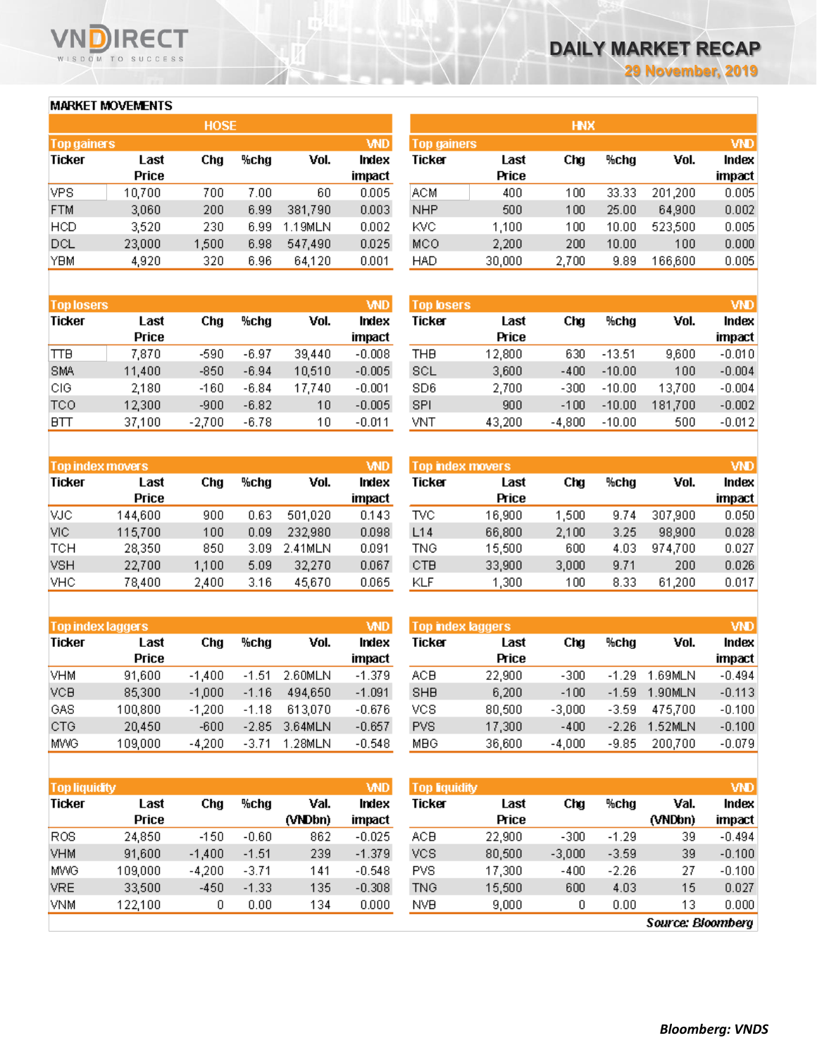# DAILY MARKET RECAP

29 November, 2019

## MARKET MOVEMENTS

### HOSE

**Top gainers** (VND)

| Ticker | Last Price | Chg | %chg | Vol. | Index impact |
|---|---|---|---|---|---|
| VPS | 10,700 | 700 | 7.00 | 60 | 0.005 |
| FTM | 3,060 | 200 | 6.99 | 381,790 | 0.003 |
| HCD | 3,520 | 230 | 6.99 | 1.19MLN | 0.002 |
| DCL | 23,000 | 1,500 | 6.98 | 547,490 | 0.025 |
| YBM | 4,920 | 320 | 6.96 | 64,120 | 0.001 |

**Top losers** (VND)

| Ticker | Last Price | Chg | %chg | Vol. | Index impact |
|---|---|---|---|---|---|
| TTB | 7,870 | -590 | -6.97 | 39,440 | -0.008 |
| SMA | 11,400 | -850 | -6.94 | 10,510 | -0.005 |
| CIG | 2,180 | -160 | -6.84 | 17,740 | -0.001 |
| TCO | 12,300 | -900 | -6.82 | 10 | -0.005 |
| BTT | 37,100 | -2,700 | -6.78 | 10 | -0.011 |

**Top index movers** (VND)

| Ticker | Last Price | Chg | %chg | Vol. | Index impact |
|---|---|---|---|---|---|
| VJC | 144,600 | 900 | 0.63 | 501,020 | 0.143 |
| VIC | 115,700 | 100 | 0.09 | 232,980 | 0.098 |
| TCH | 28,350 | 850 | 3.09 | 2.41MLN | 0.091 |
| VSH | 22,700 | 1,100 | 5.09 | 32,270 | 0.067 |
| VHC | 78,400 | 2,400 | 3.16 | 45,670 | 0.065 |

**Top index laggers** (VND)

| Ticker | Last Price | Chg | %chg | Vol. | Index impact |
|---|---|---|---|---|---|
| VHM | 91,600 | -1,400 | -1.51 | 2.60MLN | -1.379 |
| VCB | 85,300 | -1,000 | -1.16 | 494,650 | -1.091 |
| GAS | 100,800 | -1,200 | -1.18 | 613,070 | -0.676 |
| CTG | 20,450 | -600 | -2.85 | 3.64MLN | -0.657 |
| MWG | 109,000 | -4,200 | -3.71 | 1.28MLN | -0.548 |

**Top liquidity** (VND)

| Ticker | Last Price | Chg | %chg | Val. (VNDbn) | Index impact |
|---|---|---|---|---|---|
| ROS | 24,850 | -150 | -0.60 | 862 | -0.025 |
| VHM | 91,600 | -1,400 | -1.51 | 239 | -1.379 |
| MWG | 109,000 | -4,200 | -3.71 | 141 | -0.548 |
| VRE | 33,500 | -450 | -1.33 | 135 | -0.308 |
| VNM | 122,100 | 0 | 0.00 | 134 | 0.000 |

### HNX

**Top gainers** (VND)

| Ticker | Last Price | Chg | %chg | Vol. | Index impact |
|---|---|---|---|---|---|
| ACM | 400 | 100 | 33.33 | 201,200 | 0.005 |
| NHP | 500 | 100 | 25.00 | 64,900 | 0.002 |
| KVC | 1,100 | 100 | 10.00 | 523,500 | 0.005 |
| MCO | 2,200 | 200 | 10.00 | 100 | 0.000 |
| HAD | 30,000 | 2,700 | 9.89 | 166,600 | 0.005 |

**Top losers** (VND)

| Ticker | Last Price | Chg | %chg | Vol. | Index impact |
|---|---|---|---|---|---|
| THB | 12,800 | 630 | -13.51 | 9,600 | -0.010 |
| SCL | 3,600 | -400 | -10.00 | 100 | -0.004 |
| SD6 | 2,700 | -300 | -10.00 | 13,700 | -0.004 |
| SPI | 900 | -100 | -10.00 | 181,700 | -0.002 |
| VNT | 43,200 | -4,800 | -10.00 | 500 | -0.012 |

**Top index movers** (VND)

| Ticker | Last Price | Chg | %chg | Vol. | Index impact |
|---|---|---|---|---|---|
| TVC | 16,900 | 1,500 | 9.74 | 307,900 | 0.050 |
| L14 | 66,800 | 2,100 | 3.25 | 98,900 | 0.028 |
| TNG | 15,500 | 600 | 4.03 | 974,700 | 0.027 |
| CTB | 33,900 | 3,000 | 9.71 | 200 | 0.026 |
| KLF | 1,300 | 100 | 8.33 | 61,200 | 0.017 |

**Top index laggers** (VND)

| Ticker | Last Price | Chg | %chg | Vol. | Index impact |
|---|---|---|---|---|---|
| ACB | 22,900 | -300 | -1.29 | 1.69MLN | -0.494 |
| SHB | 6,200 | -100 | -1.59 | 1.90MLN | -0.113 |
| VCS | 80,500 | -3,000 | -3.59 | 475,700 | -0.100 |
| PVS | 17,300 | -400 | -2.26 | 1.52MLN | -0.100 |
| MBG | 36,600 | -4,000 | -9.85 | 200,700 | -0.079 |

**Top liquidity** (VND)

| Ticker | Last Price | Chg | %chg | Val. (VNDbn) | Index impact |
|---|---|---|---|---|---|
| ACB | 22,900 | -300 | -1.29 | 39 | -0.494 |
| VCS | 80,500 | -3,000 | -3.59 | 39 | -0.100 |
| PVS | 17,300 | -400 | -2.26 | 27 | -0.100 |
| TNG | 15,500 | 600 | 4.03 | 15 | 0.027 |
| NVB | 9,000 | 0 | 0.00 | 13 | 0.000 |

*Source: Bloomberg*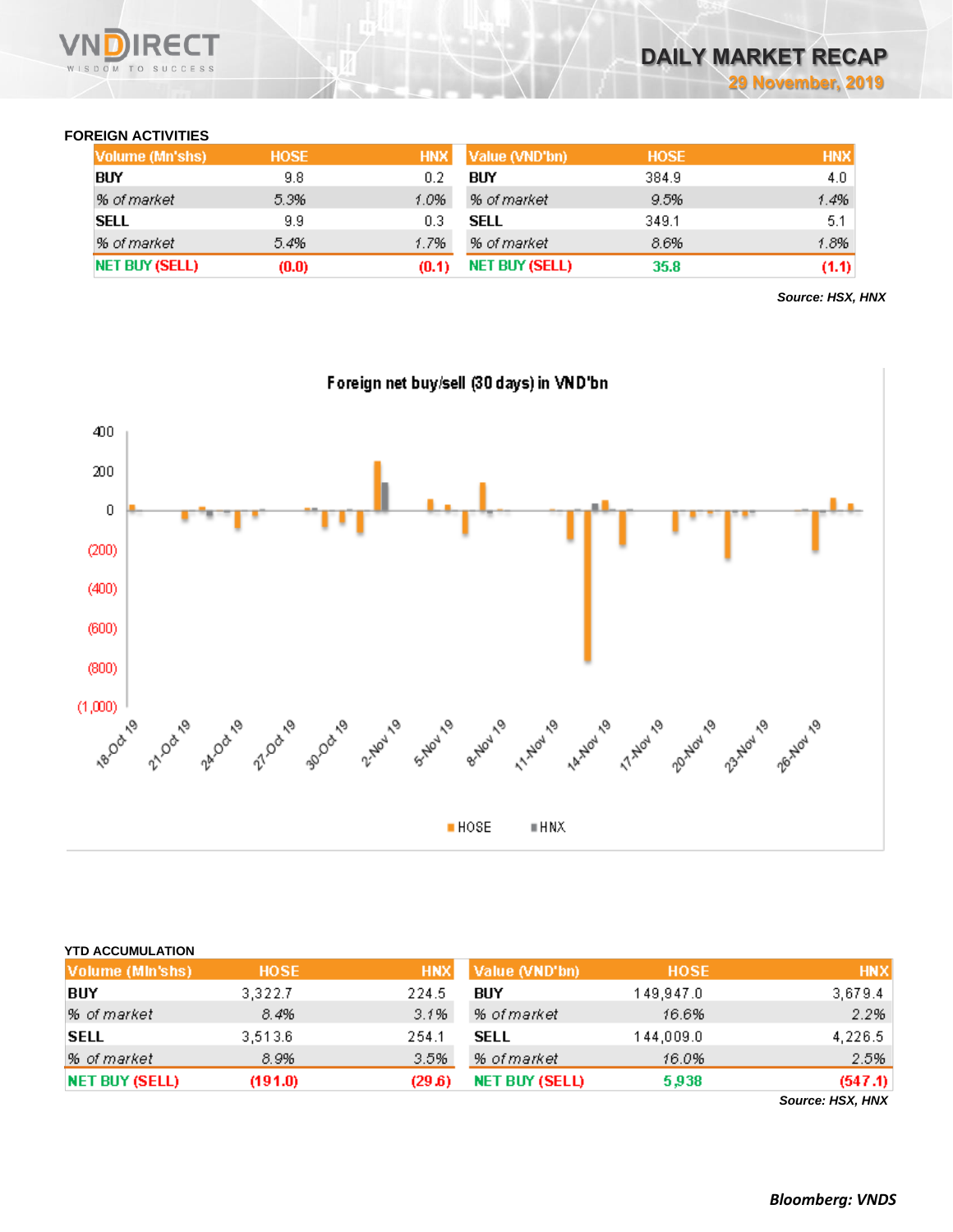## FOREIGN ACTIVITIES

| Volume (Mn'shs) | HOSE | HNX | Value (VND'bn) | HOSE | HNX |
|---|---|---|---|---|---|
| BUY | 9.8 | 0.2 | BUY | 384.9 | 4.0 |
| *% of market* | *5.3%* | *1.0%* | *% of market* | *9.5%* | *1.4%* |
| SELL | 9.9 | 0.3 | SELL | 349.1 | 5.1 |
| *% of market* | *5.4%* | *1.7%* | *% of market* | *8.6%* | *1.8%* |
| NET BUY (SELL) | (0.0) | (0.1) | NET BUY (SELL) | 35.8 | (1.1) |

***Source: HSX, HNX***

Foreign net buy/sell (30 days) in VND'bn

400
200
0
(200)
(400)
(600)
(800)
(1,000)

18-Oct 19, 21-Oct 19, 24-Oct 19, 27-Oct 19, 30-Oct 19, 2-Nov 19, 5-Nov 19, 8-Nov 19, 11-Nov 19, 14-Nov 19, 17-Nov 19, 20-Nov 19, 23-Nov 19, 26-Nov 19

HOSE HNX

## YTD ACCUMULATION

| Volume (Mln'shs) | HOSE | HNX | Value (VND'bn) | HOSE | HNX |
|---|---|---|---|---|---|
| BUY | 3,322.7 | 224.5 | BUY | 149,947.0 | 3,679.4 |
| *% of market* | *8.4%* | *3.1%* | *% of market* | *16.6%* | *2.2%* |
| SELL | 3,513.6 | 254.1 | SELL | 144,009.0 | 4,226.5 |
| *% of market* | *8.9%* | *3.5%* | *% of market* | *16.0%* | *2.5%* |
| NET BUY (SELL) | (191.0) | (29.6) | NET BUY (SELL) | 5,938 | (547.1) |

***Source: HSX, HNX***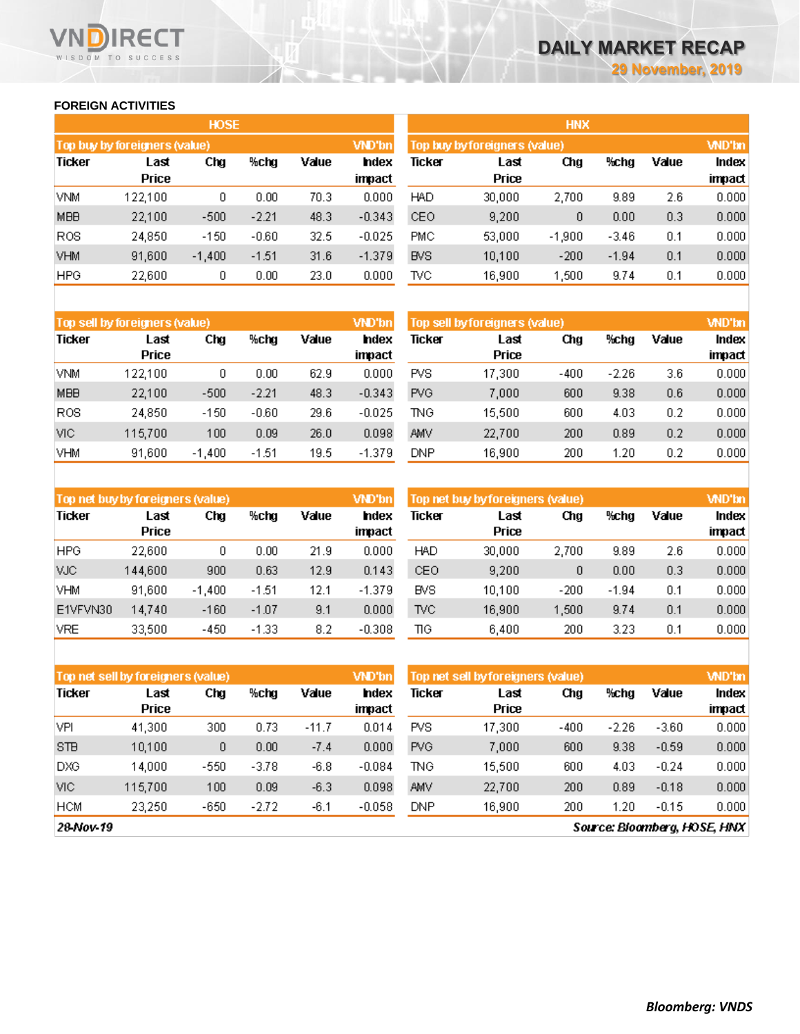## FOREIGN ACTIVITIES

### HOSE

| Top buy by foreigners (value) | | | | | VND'bn |
|---|---|---|---|---|---|
| Ticker | Last Price | Chg | %chg | Value | Index impact |
| VNM | 122,100 | 0 | 0.00 | 70.3 | 0.000 |
| MBB | 22,100 | -500 | -2.21 | 48.3 | -0.343 |
| ROS | 24,850 | -150 | -0.60 | 32.5 | -0.025 |
| VHM | 91,600 | -1,400 | -1.51 | 31.6 | -1.379 |
| HPG | 22,600 | 0 | 0.00 | 23.0 | 0.000 |

| Top sell by foreigners (value) | | | | | VND'bn |
|---|---|---|---|---|---|
| Ticker | Last Price | Chg | %chg | Value | Index impact |
| VNM | 122,100 | 0 | 0.00 | 62.9 | 0.000 |
| MBB | 22,100 | -500 | -2.21 | 48.3 | -0.343 |
| ROS | 24,850 | -150 | -0.60 | 29.6 | -0.025 |
| VIC | 115,700 | 100 | 0.09 | 26.0 | 0.098 |
| VHM | 91,600 | -1,400 | -1.51 | 19.5 | -1.379 |

| Top net buy by foreigners (value) | | | | | VND'bn |
|---|---|---|---|---|---|
| Ticker | Last Price | Chg | %chg | Value | Index impact |
| HPG | 22,600 | 0 | 0.00 | 21.9 | 0.000 |
| VJC | 144,600 | 900 | 0.63 | 12.9 | 0.143 |
| VHM | 91,600 | -1,400 | -1.51 | 12.1 | -1.379 |
| E1VFVN30 | 14,740 | -160 | -1.07 | 9.1 | 0.000 |
| VRE | 33,500 | -450 | -1.33 | 8.2 | -0.308 |

| Top net sell by foreigners (value) | | | | | VND'bn |
|---|---|---|---|---|---|
| Ticker | Last Price | Chg | %chg | Value | Index impact |
| VPI | 41,300 | 300 | 0.73 | -11.7 | 0.014 |
| STB | 10,100 | 0 | 0.00 | -7.4 | 0.000 |
| DXG | 14,000 | -550 | -3.78 | -6.8 | -0.084 |
| VIC | 115,700 | 100 | 0.09 | -6.3 | 0.098 |
| HCM | 23,250 | -650 | -2.72 | -6.1 | -0.058 |

### HNX

| Top buy by foreigners (value) | | | | | VND'bn |
|---|---|---|---|---|---|
| Ticker | Last Price | Chg | %chg | Value | Index impact |
| HAD | 30,000 | 2,700 | 9.89 | 2.6 | 0.000 |
| CEO | 9,200 | 0 | 0.00 | 0.3 | 0.000 |
| PMC | 53,000 | -1,900 | -3.46 | 0.1 | 0.000 |
| BVS | 10,100 | -200 | -1.94 | 0.1 | 0.000 |
| TVC | 16,900 | 1,500 | 9.74 | 0.1 | 0.000 |

| Top sell by foreigners (value) | | | | | VND'bn |
|---|---|---|---|---|---|
| Ticker | Last Price | Chg | %chg | Value | Index impact |
| PVS | 17,300 | -400 | -2.26 | 3.6 | 0.000 |
| PVG | 7,000 | 600 | 9.38 | 0.6 | 0.000 |
| TNG | 15,500 | 600 | 4.03 | 0.2 | 0.000 |
| AMV | 22,700 | 200 | 0.89 | 0.2 | 0.000 |
| DNP | 16,900 | 200 | 1.20 | 0.2 | 0.000 |

| Top net buy by foreigners (value) | | | | | VND'bn |
|---|---|---|---|---|---|
| Ticker | Last Price | Chg | %chg | Value | Index impact |
| HAD | 30,000 | 2,700 | 9.89 | 2.6 | 0.000 |
| CEO | 9,200 | 0 | 0.00 | 0.3 | 0.000 |
| BVS | 10,100 | -200 | -1.94 | 0.1 | 0.000 |
| TVC | 16,900 | 1,500 | 9.74 | 0.1 | 0.000 |
| TIG | 6,400 | 200 | 3.23 | 0.1 | 0.000 |

| Top net sell by foreigners (value) | | | | | VND'bn |
|---|---|---|---|---|---|
| Ticker | Last Price | Chg | %chg | Value | Index impact |
| PVS | 17,300 | -400 | -2.26 | -3.60 | 0.000 |
| PVG | 7,000 | 600 | 9.38 | -0.59 | 0.000 |
| TNG | 15,500 | 600 | 4.03 | -0.24 | 0.000 |
| AMV | 22,700 | 200 | 0.89 | -0.18 | 0.000 |
| DNP | 16,900 | 200 | 1.20 | -0.15 | 0.000 |

*28-Nov-19*

*Source: Bloomberg, HOSE, HNX*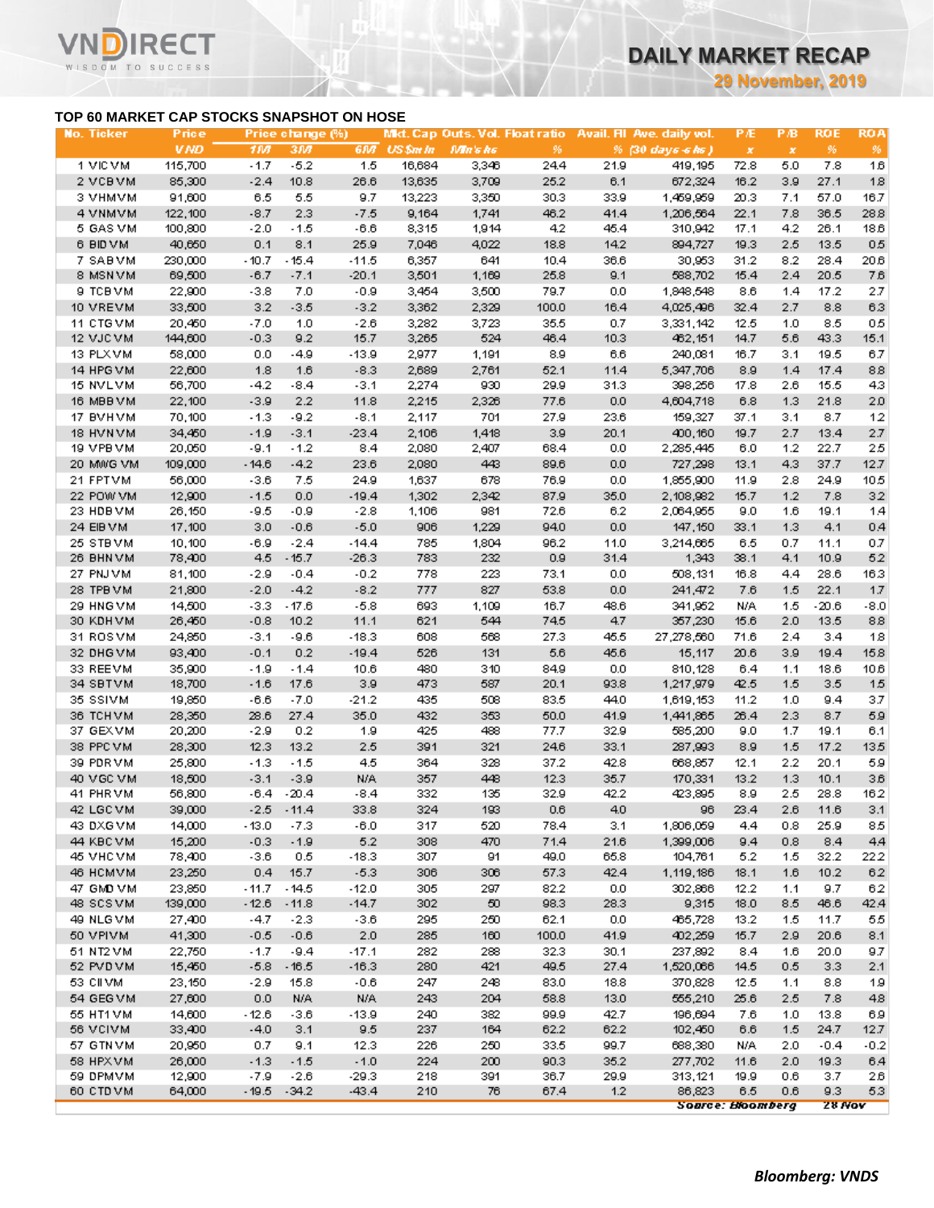## TOP 60 MARKET CAP STOCKS SNAPSHOT ON HOSE

| No. | Ticker | Price | Price change (%) | | | Mkt. Cap | Outs. Vol. | Float ratio | Avail. FII | Ave. daily vol. | P/E | P/B | ROE | ROA |
|---|---|---|---|---|---|---|---|---|---|---|---|---|---|---|
| | | VND | 1M | 3M | 6M | US$ mln | Mln's shs | % | % | (30 days-shs) | x | x | % | % |
| 1 | VIC VM | 115,700 | -1.7 | -5.2 | 1.5 | 16,684 | 3,346 | 24.4 | 21.9 | 419,195 | 72.8 | 5.0 | 7.8 | 1.6 |
| 2 | VCB VM | 85,300 | -2.4 | 10.8 | 26.6 | 13,635 | 3,709 | 25.2 | 6.1 | 672,324 | 16.2 | 3.9 | 27.1 | 1.8 |
| 3 | VHM VM | 91,600 | 6.5 | 5.5 | 9.7 | 13,223 | 3,350 | 30.3 | 33.9 | 1,459,959 | 20.3 | 7.1 | 57.0 | 16.7 |
| 4 | VNM VM | 122,100 | -8.7 | 2.3 | -7.5 | 9,164 | 1,741 | 46.2 | 41.4 | 1,206,564 | 22.1 | 7.8 | 36.5 | 28.8 |
| 5 | GAS VM | 100,800 | -2.0 | -1.5 | -6.6 | 8,315 | 1,914 | 4.2 | 45.4 | 310,942 | 17.1 | 4.2 | 26.1 | 18.6 |
| 6 | BID VM | 40,650 | 0.1 | 8.1 | 25.9 | 7,046 | 4,022 | 18.8 | 14.2 | 894,727 | 19.3 | 2.5 | 13.5 | 0.5 |
| 7 | SAB VM | 230,000 | -10.7 | -15.4 | -11.5 | 6,357 | 641 | 10.4 | 36.6 | 30,953 | 31.2 | 8.2 | 28.4 | 20.6 |
| 8 | MSN VM | 69,500 | -6.7 | -7.1 | -20.1 | 3,501 | 1,169 | 25.8 | 9.1 | 588,702 | 15.4 | 2.4 | 20.5 | 7.6 |
| 9 | TCB VM | 22,900 | -3.8 | 7.0 | -0.9 | 3,454 | 3,500 | 79.7 | 0.0 | 1,848,548 | 8.6 | 1.4 | 17.2 | 2.7 |
| 10 | VRE VM | 33,500 | 3.2 | -3.5 | -3.2 | 3,362 | 2,329 | 100.0 | 16.4 | 4,025,496 | 32.4 | 2.7 | 8.8 | 6.3 |
| 11 | CTG VM | 20,450 | -7.0 | 1.0 | -2.6 | 3,282 | 3,723 | 35.5 | 0.7 | 3,331,142 | 12.5 | 1.0 | 8.5 | 0.5 |
| 12 | VJC VM | 144,600 | -0.3 | 9.2 | 15.7 | 3,265 | 524 | 46.4 | 10.3 | 462,151 | 14.7 | 5.6 | 43.3 | 15.1 |
| 13 | PLX VM | 58,000 | 0.0 | -4.9 | -13.9 | 2,977 | 1,191 | 8.9 | 6.6 | 240,081 | 16.7 | 3.1 | 19.5 | 6.7 |
| 14 | HPG VM | 22,600 | 1.8 | 1.6 | -8.3 | 2,689 | 2,761 | 52.1 | 11.4 | 5,347,706 | 8.9 | 1.4 | 17.4 | 8.8 |
| 15 | NVL VM | 56,700 | -4.2 | -8.4 | -3.1 | 2,274 | 930 | 29.9 | 31.3 | 398,256 | 17.8 | 2.6 | 15.5 | 4.3 |
| 16 | MBB VM | 22,100 | -3.9 | 2.2 | 11.8 | 2,215 | 2,326 | 77.6 | 0.0 | 4,604,718 | 6.8 | 1.3 | 21.8 | 2.0 |
| 17 | BVH VM | 70,100 | -1.3 | -9.2 | -8.1 | 2,117 | 701 | 27.9 | 23.6 | 159,327 | 37.1 | 3.1 | 8.7 | 1.2 |
| 18 | HVN VM | 34,450 | -1.9 | -3.1 | -23.4 | 2,106 | 1,418 | 3.9 | 20.1 | 400,160 | 19.7 | 2.7 | 13.4 | 2.7 |
| 19 | VPB VM | 20,050 | -9.1 | -1.2 | 8.4 | 2,080 | 2,407 | 68.4 | 0.0 | 2,285,445 | 6.0 | 1.2 | 22.7 | 2.5 |
| 20 | MWG VM | 109,000 | -14.6 | -4.2 | 23.6 | 2,080 | 443 | 89.6 | 0.0 | 727,298 | 13.1 | 4.3 | 37.7 | 12.7 |
| 21 | FPT VM | 56,000 | -3.6 | 7.5 | 24.9 | 1,637 | 678 | 76.9 | 0.0 | 1,855,900 | 11.9 | 2.8 | 24.9 | 10.5 |
| 22 | POW VM | 12,900 | -1.5 | 0.0 | -19.4 | 1,302 | 2,342 | 87.9 | 35.0 | 2,108,982 | 15.7 | 1.2 | 7.8 | 3.2 |
| 23 | HDB VM | 26,150 | -9.5 | -0.9 | -2.8 | 1,106 | 981 | 72.6 | 6.2 | 2,064,955 | 9.0 | 1.6 | 19.1 | 1.4 |
| 24 | EIB VM | 17,100 | 3.0 | -0.6 | -5.0 | 906 | 1,229 | 94.0 | 0.0 | 147,150 | 33.1 | 1.3 | 4.1 | 0.4 |
| 25 | STB VM | 10,100 | -6.9 | -2.4 | -14.4 | 785 | 1,804 | 96.2 | 11.0 | 3,214,665 | 6.5 | 0.7 | 11.1 | 0.7 |
| 26 | BHN VM | 78,400 | 4.5 | -15.7 | -26.3 | 783 | 232 | 0.9 | 31.4 | 1,343 | 38.1 | 4.1 | 10.9 | 5.2 |
| 27 | PNJ VM | 81,100 | -2.9 | -0.4 | -0.2 | 778 | 223 | 73.1 | 0.0 | 508,131 | 16.8 | 4.4 | 28.6 | 16.3 |
| 28 | TPB VM | 21,800 | -2.0 | -4.2 | -8.2 | 777 | 827 | 53.8 | 0.0 | 241,472 | 7.6 | 1.5 | 22.1 | 1.7 |
| 29 | HNG VM | 14,500 | -3.3 | -17.6 | -5.8 | 693 | 1,109 | 16.7 | 48.6 | 341,952 | N/A | 1.5 | -20.6 | -8.0 |
| 30 | KDH VM | 26,450 | -0.8 | 10.2 | 11.1 | 621 | 544 | 74.5 | 4.7 | 357,230 | 15.6 | 2.0 | 13.5 | 8.8 |
| 31 | ROS VM | 24,850 | -3.1 | -9.6 | -18.3 | 608 | 568 | 27.3 | 45.5 | 27,278,560 | 71.6 | 2.4 | 3.4 | 1.8 |
| 32 | DHG VM | 93,400 | -0.1 | 0.2 | -19.4 | 526 | 131 | 5.6 | 45.6 | 15,117 | 20.6 | 3.9 | 19.4 | 15.8 |
| 33 | REE VM | 35,900 | -1.9 | -1.4 | 10.6 | 480 | 310 | 84.9 | 0.0 | 810,128 | 6.4 | 1.1 | 18.6 | 10.6 |
| 34 | SBT VM | 18,700 | -1.6 | 17.6 | 3.9 | 473 | 587 | 20.1 | 93.8 | 1,217,979 | 42.5 | 1.5 | 3.5 | 1.5 |
| 35 | SSI VM | 19,850 | -6.6 | -7.0 | -21.2 | 435 | 508 | 83.5 | 44.0 | 1,619,153 | 11.2 | 1.0 | 9.4 | 3.7 |
| 36 | TCH VM | 28,350 | 28.6 | 27.4 | 35.0 | 432 | 353 | 50.0 | 41.9 | 1,441,865 | 26.4 | 2.3 | 8.7 | 5.9 |
| 37 | GEX VM | 20,200 | -2.9 | 0.2 | 1.9 | 425 | 488 | 77.7 | 32.9 | 585,200 | 9.0 | 1.7 | 19.1 | 6.1 |
| 38 | PPC VM | 28,300 | 12.3 | 13.2 | 2.5 | 391 | 321 | 24.6 | 33.1 | 287,993 | 8.9 | 1.5 | 17.2 | 13.5 |
| 39 | PDR VM | 25,800 | -1.3 | -1.5 | 4.5 | 364 | 328 | 37.2 | 42.8 | 668,857 | 12.1 | 2.2 | 20.1 | 5.9 |
| 40 | VGC VM | 18,500 | -3.1 | -3.9 | N/A | 357 | 448 | 12.3 | 35.7 | 170,331 | 13.2 | 1.3 | 10.1 | 3.6 |
| 41 | PHR VM | 56,800 | -6.4 | -20.4 | -8.4 | 332 | 135 | 32.9 | 42.2 | 423,895 | 8.9 | 2.5 | 28.8 | 16.2 |
| 42 | LGC VM | 39,000 | -2.5 | -11.4 | 33.8 | 324 | 193 | 0.6 | 4.0 | 96 | 23.4 | 2.6 | 11.6 | 3.1 |
| 43 | DXG VM | 14,000 | -13.0 | -7.3 | -6.0 | 317 | 520 | 78.4 | 3.1 | 1,806,059 | 4.4 | 0.8 | 25.9 | 8.5 |
| 44 | KBC VM | 15,200 | -0.3 | -1.9 | 5.2 | 308 | 470 | 71.4 | 21.6 | 1,399,006 | 9.4 | 0.8 | 8.4 | 4.4 |
| 45 | VHC VM | 78,400 | -3.6 | 0.5 | -18.3 | 307 | 91 | 49.0 | 65.8 | 104,761 | 5.2 | 1.5 | 32.2 | 22.2 |
| 46 | HCM VM | 23,250 | 0.4 | 15.7 | -5.3 | 306 | 306 | 57.3 | 42.4 | 1,119,186 | 18.1 | 1.6 | 10.2 | 6.2 |
| 47 | GMD VM | 23,850 | -11.7 | -14.5 | -12.0 | 305 | 297 | 82.2 | 0.0 | 302,866 | 12.2 | 1.1 | 9.7 | 6.2 |
| 48 | SCS VM | 139,000 | -12.6 | -11.8 | -14.7 | 302 | 50 | 98.3 | 28.3 | 9,315 | 18.0 | 8.5 | 46.6 | 42.4 |
| 49 | NLG VM | 27,400 | -4.7 | -2.3 | -3.6 | 295 | 250 | 62.1 | 0.0 | 465,728 | 13.2 | 1.5 | 11.7 | 5.5 |
| 50 | VPI VM | 41,300 | -0.5 | -0.6 | 2.0 | 285 | 160 | 100.0 | 41.9 | 402,259 | 15.7 | 2.9 | 20.6 | 8.1 |
| 51 | NT2 VM | 22,750 | -1.7 | -9.4 | -17.1 | 282 | 288 | 32.3 | 30.1 | 237,892 | 8.4 | 1.6 | 20.0 | 9.7 |
| 52 | PVD VM | 15,450 | -5.8 | -16.5 | -16.3 | 280 | 421 | 49.5 | 27.4 | 1,520,066 | 14.5 | 0.5 | 3.3 | 2.1 |
| 53 | CII VM | 23,150 | -2.9 | 15.8 | -0.6 | 247 | 248 | 83.0 | 18.8 | 370,828 | 12.5 | 1.1 | 8.8 | 1.9 |
| 54 | GEG VM | 27,600 | 0.0 | N/A | N/A | 243 | 204 | 58.8 | 13.0 | 555,210 | 25.6 | 2.5 | 7.8 | 4.8 |
| 55 | HT1 VM | 14,600 | -12.6 | -3.6 | -13.9 | 240 | 382 | 99.9 | 42.7 | 196,694 | 7.6 | 1.0 | 13.8 | 6.9 |
| 56 | VCI VM | 33,400 | -4.0 | 3.1 | 9.5 | 237 | 164 | 62.2 | 62.2 | 102,450 | 6.6 | 1.5 | 24.7 | 12.7 |
| 57 | GTN VM | 20,950 | 0.7 | 9.1 | 12.3 | 226 | 250 | 33.5 | 99.7 | 688,380 | N/A | 2.0 | -0.4 | -0.2 |
| 58 | HPX VM | 26,000 | -1.3 | -1.5 | -1.0 | 224 | 200 | 90.3 | 35.2 | 277,702 | 11.6 | 2.0 | 19.3 | 6.4 |
| 59 | DPM VM | 12,900 | -7.9 | -2.6 | -29.3 | 218 | 391 | 36.7 | 29.9 | 313,121 | 19.9 | 0.6 | 3.7 | 2.6 |
| 60 | CTD VM | 64,000 | -19.5 | -34.2 | -43.4 | 210 | 76 | 67.4 | 1.2 | 86,823 | 6.5 | 0.6 | 9.3 | 5.3 |

Source: Bloomberg 28 Nov

***Bloomberg: VNDS***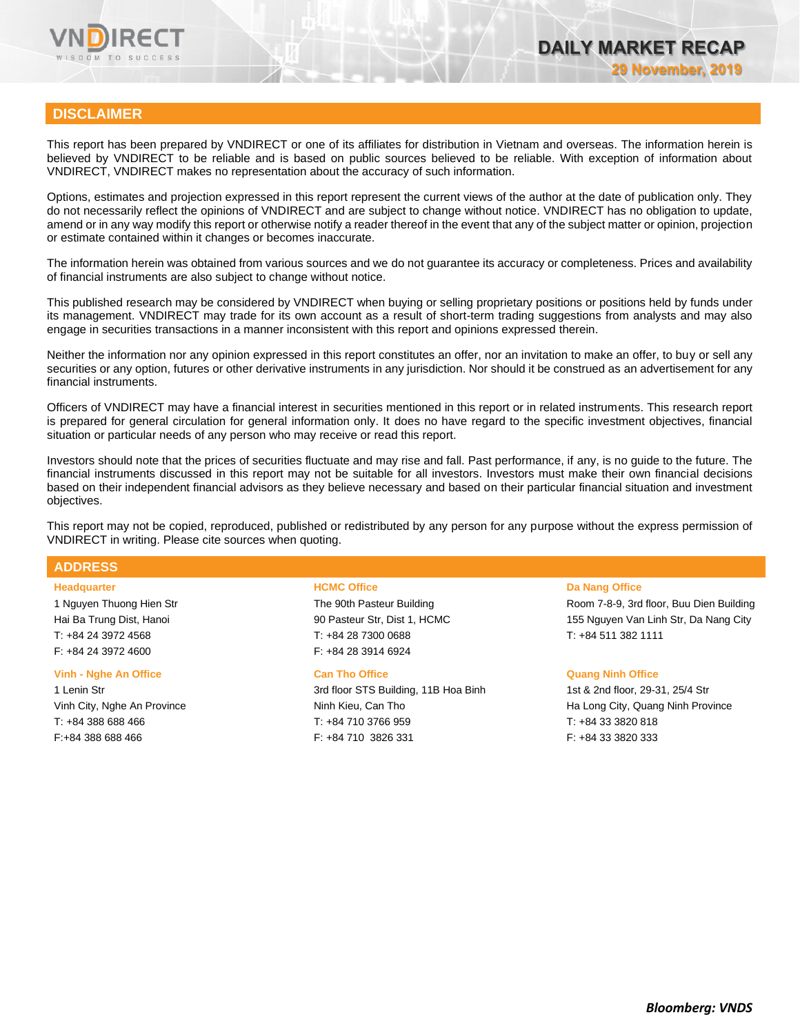## DISCLAIMER

This report has been prepared by VNDIRECT or one of its affiliates for distribution in Vietnam and overseas. The information herein is believed by VNDIRECT to be reliable and is based on public sources believed to be reliable. With exception of information about VNDIRECT, VNDIRECT makes no representation about the accuracy of such information.

Options, estimates and projection expressed in this report represent the current views of the author at the date of publication only. They do not necessarily reflect the opinions of VNDIRECT and are subject to change without notice. VNDIRECT has no obligation to update, amend or in any way modify this report or otherwise notify a reader thereof in the event that any of the subject matter or opinion, projection or estimate contained within it changes or becomes inaccurate.

The information herein was obtained from various sources and we do not guarantee its accuracy or completeness. Prices and availability of financial instruments are also subject to change without notice.

This published research may be considered by VNDIRECT when buying or selling proprietary positions or positions held by funds under its management. VNDIRECT may trade for its own account as a result of short-term trading suggestions from analysts and may also engage in securities transactions in a manner inconsistent with this report and opinions expressed therein.

Neither the information nor any opinion expressed in this report constitutes an offer, nor an invitation to make an offer, to buy or sell any securities or any option, futures or other derivative instruments in any jurisdiction. Nor should it be construed as an advertisement for any financial instruments.

Officers of VNDIRECT may have a financial interest in securities mentioned in this report or in related instruments. This research report is prepared for general circulation for general information only. It does no have regard to the specific investment objectives, financial situation or particular needs of any person who may receive or read this report.

Investors should note that the prices of securities fluctuate and may rise and fall. Past performance, if any, is no guide to the future. The financial instruments discussed in this report may not be suitable for all investors. Investors must make their own financial decisions based on their independent financial advisors as they believe necessary and based on their particular financial situation and investment objectives.

This report may not be copied, reproduced, published or redistributed by any person for any purpose without the express permission of VNDIRECT in writing. Please cite sources when quoting.

## ADDRESS

**Headquarter**
1 Nguyen Thuong Hien Str
Hai Ba Trung Dist, Hanoi
T: +84 24 3972 4568
F: +84 24 3972 4600

**HCMC Office**
The 90th Pasteur Building
90 Pasteur Str, Dist 1, HCMC
T: +84 28 7300 0688
F: +84 28 3914 6924

**Da Nang Office**
Room 7-8-9, 3rd floor, Buu Dien Building
155 Nguyen Van Linh Str, Da Nang City
T: +84 511 382 1111

**Vinh - Nghe An Office**
1 Lenin Str
Vinh City, Nghe An Province
T: +84 388 688 466
F:+84 388 688 466

**Can Tho Office**
3rd floor STS Building, 11B Hoa Binh
Ninh Kieu, Can Tho
T: +84 710 3766 959
F: +84 710 3826 331

**Quang Ninh Office**
1st & 2nd floor, 29-31, 25/4 Str
Ha Long City, Quang Ninh Province
T: +84 33 3820 818
F: +84 33 3820 333

***Bloomberg: VNDS***